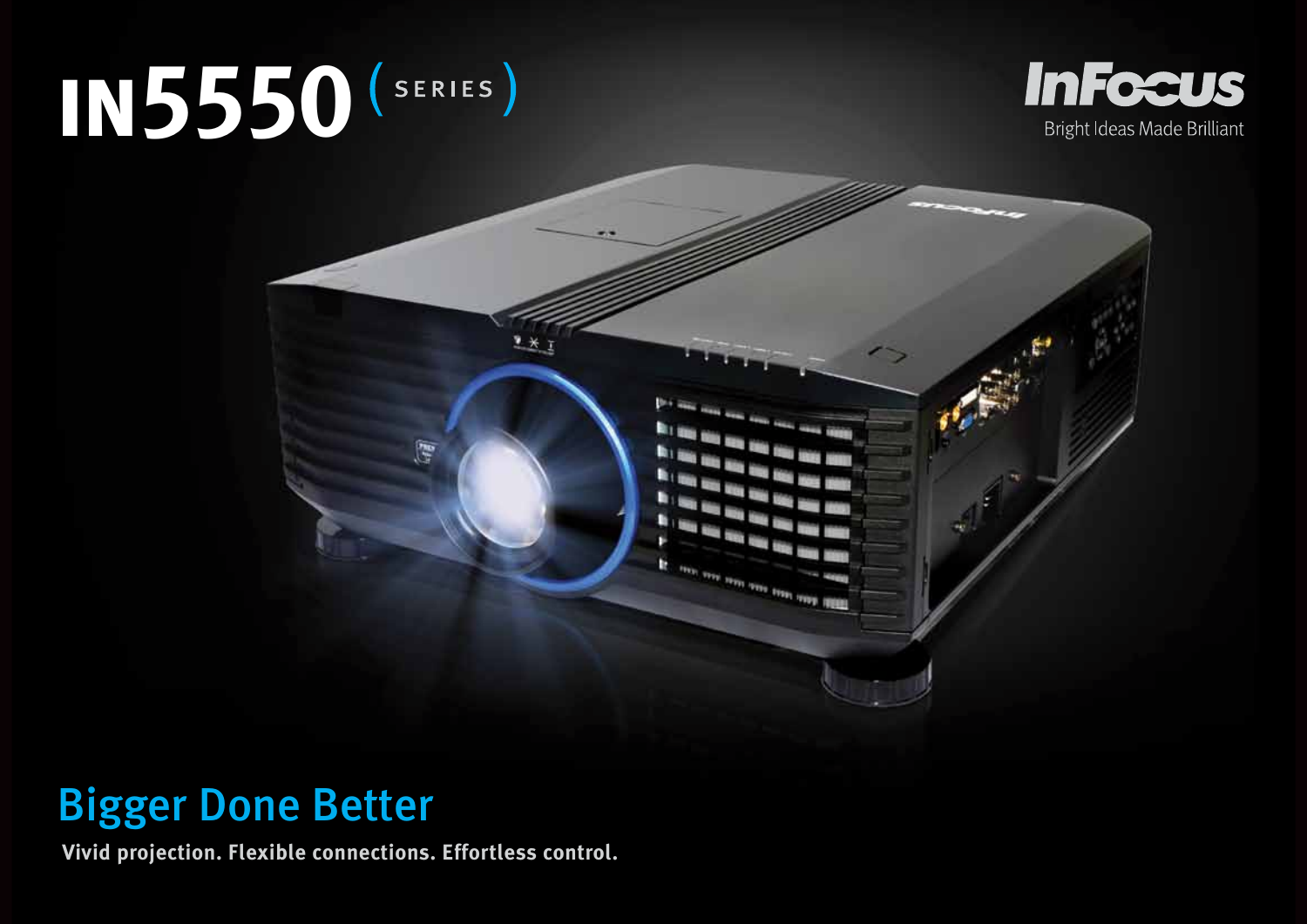# IN5550 (SERIES)

InFocus
Bright Ideas Made Brilliant

## Bigger Done Better

**Vivid projection. Flexible connections. Effortless control.**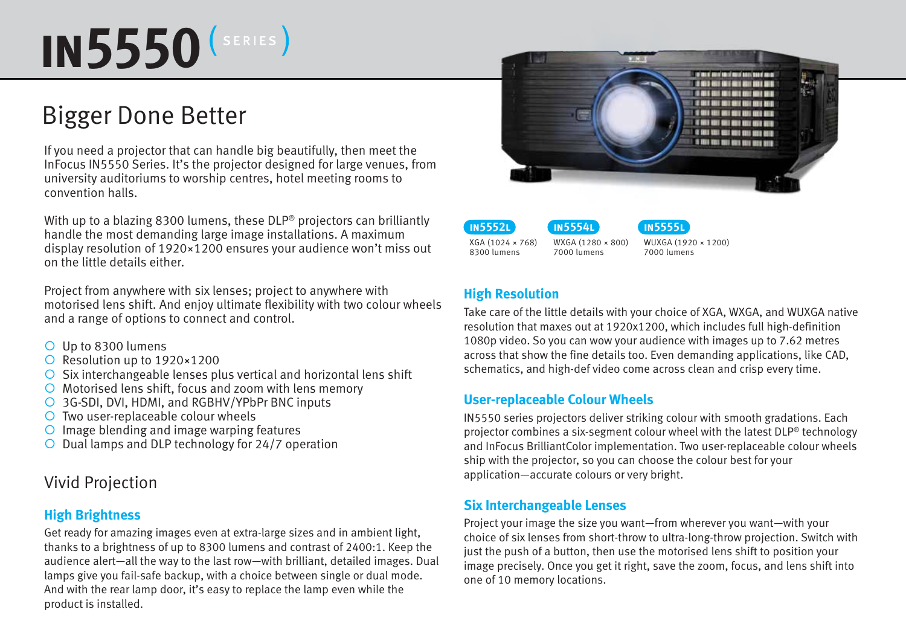# IN5550 (SERIES)

## Bigger Done Better

If you need a projector that can handle big beautifully, then meet the InFocus IN5550 Series. It's the projector designed for large venues, from university auditoriums to worship centres, hotel meeting rooms to convention halls.

With up to a blazing 8300 lumens, these DLP® projectors can brilliantly handle the most demanding large image installations. A maximum display resolution of 1920×1200 ensures your audience won't miss out on the little details either.

Project from anywhere with six lenses; project to anywhere with motorised lens shift. And enjoy ultimate flexibility with two colour wheels and a range of options to connect and control.

- Up to 8300 lumens
- Resolution up to 1920×1200
- Six interchangeable lenses plus vertical and horizontal lens shift
- Motorised lens shift, focus and zoom with lens memory
- 3G-SDI, DVI, HDMI, and RGBHV/YPbPr BNC inputs
- Two user-replaceable colour wheels
- Image blending and image warping features
- Dual lamps and DLP technology for 24/7 operation

## Vivid Projection

### High Brightness

Get ready for amazing images even at extra-large sizes and in ambient light, thanks to a brightness of up to 8300 lumens and contrast of 2400:1. Keep the audience alert—all the way to the last row—with brilliant, detailed images. Dual lamps give you fail-safe backup, with a choice between single or dual mode. And with the rear lamp door, it's easy to replace the lamp even while the product is installed.

**IN5552L**
XGA (1024 × 768)
8300 lumens

**IN5554L**
WXGA (1280 × 800)
7000 lumens

**IN5555L**
WUXGA (1920 × 1200)
7000 lumens

### High Resolution

Take care of the little details with your choice of XGA, WXGA, and WUXGA native resolution that maxes out at 1920x1200, which includes full high-definition 1080p video. So you can wow your audience with images up to 7.62 metres across that show the fine details too. Even demanding applications, like CAD, schematics, and high-def video come across clean and crisp every time.

### User-replaceable Colour Wheels

IN5550 series projectors deliver striking colour with smooth gradations. Each projector combines a six-segment colour wheel with the latest DLP® technology and InFocus BrilliantColor implementation. Two user-replaceable colour wheels ship with the projector, so you can choose the colour best for your application—accurate colours or very bright.

### Six Interchangeable Lenses

Project your image the size you want—from wherever you want—with your choice of six lenses from short-throw to ultra-long-throw projection. Switch with just the push of a button, then use the motorised lens shift to position your image precisely. Once you get it right, save the zoom, focus, and lens shift into one of 10 memory locations.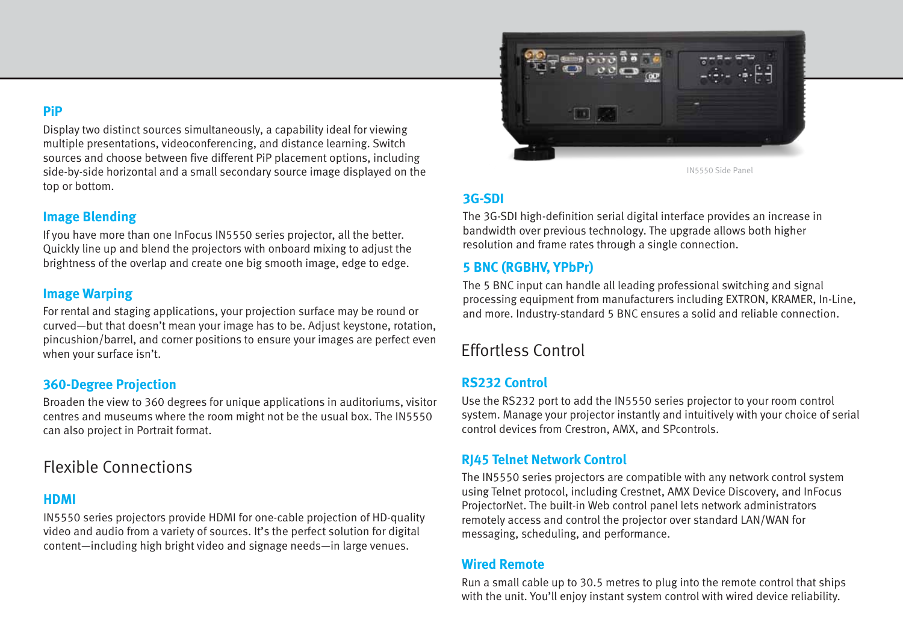### PiP

Display two distinct sources simultaneously, a capability ideal for viewing multiple presentations, videoconferencing, and distance learning. Switch sources and choose between five different PiP placement options, including side-by-side horizontal and a small secondary source image displayed on the top or bottom.

### Image Blending

If you have more than one InFocus IN5550 series projector, all the better. Quickly line up and blend the projectors with onboard mixing to adjust the brightness of the overlap and create one big smooth image, edge to edge.

### Image Warping

For rental and staging applications, your projection surface may be round or curved—but that doesn't mean your image has to be. Adjust keystone, rotation, pincushion/barrel, and corner positions to ensure your images are perfect even when your surface isn't.

### 360-Degree Projection

Broaden the view to 360 degrees for unique applications in auditoriums, visitor centres and museums where the room might not be the usual box. The IN5550 can also project in Portrait format.

## Flexible Connections

### HDMI

IN5550 series projectors provide HDMI for one-cable projection of HD-quality video and audio from a variety of sources. It's the perfect solution for digital content—including high bright video and signage needs—in large venues.

IN5550 Side Panel

### 3G-SDI

The 3G-SDI high-definition serial digital interface provides an increase in bandwidth over previous technology. The upgrade allows both higher resolution and frame rates through a single connection.

### 5 BNC (RGBHV, YPbPr)

The 5 BNC input can handle all leading professional switching and signal processing equipment from manufacturers including EXTRON, KRAMER, In-Line, and more. Industry-standard 5 BNC ensures a solid and reliable connection.

## Effortless Control

### RS232 Control

Use the RS232 port to add the IN5550 series projector to your room control system. Manage your projector instantly and intuitively with your choice of serial control devices from Crestron, AMX, and SPcontrols.

### RJ45 Telnet Network Control

The IN5550 series projectors are compatible with any network control system using Telnet protocol, including Crestnet, AMX Device Discovery, and InFocus ProjectorNet. The built-in Web control panel lets network administrators remotely access and control the projector over standard LAN/WAN for messaging, scheduling, and performance.

### Wired Remote

Run a small cable up to 30.5 metres to plug into the remote control that ships with the unit. You'll enjoy instant system control with wired device reliability.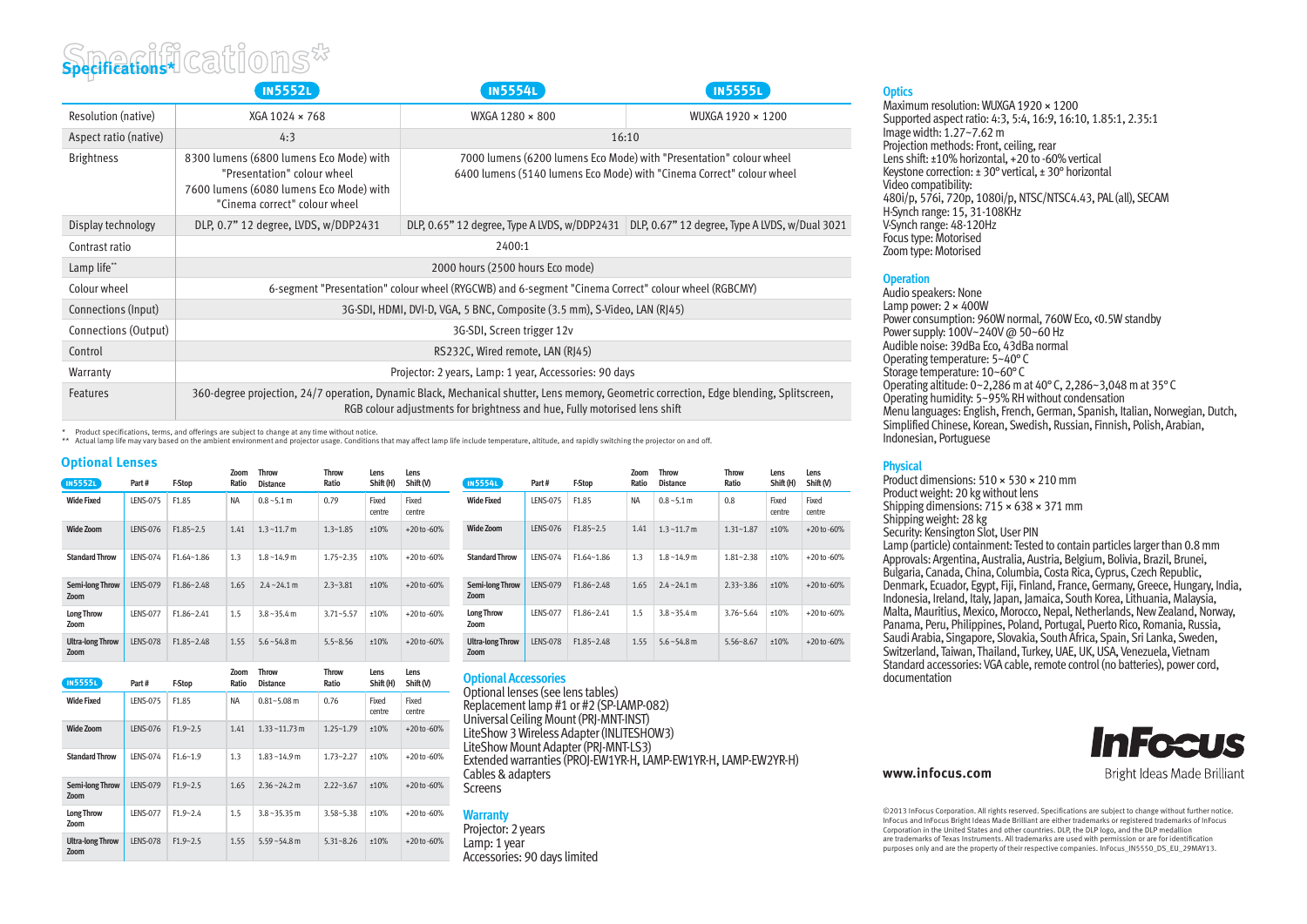# Specifications*

| | IN5552L | IN5554L | IN5555L |
|---|---|---|---|
| Resolution (native) | XGA 1024 × 768 | WXGA 1280 × 800 | WUXGA 1920 × 1200 |
| Aspect ratio (native) | 4:3 | 16:10 | |
| Brightness | 8300 lumens (6800 lumens Eco Mode) with "Presentation" colour wheel 7600 lumens (6080 lumens Eco Mode) with "Cinema correct" colour wheel | 7000 lumens (6200 lumens Eco Mode) with "Presentation" colour wheel 6400 lumens (5140 lumens Eco Mode) with "Cinema Correct" colour wheel | |
| Display technology | DLP, 0.7" 12 degree, LVDS, w/DDP2431 | DLP, 0.65" 12 degree, Type A LVDS, w/DDP2431 | DLP, 0.67" 12 degree, Type A LVDS, w/Dual 3021 |
| Contrast ratio | 2400:1 | | |
| Lamp life** | 2000 hours (2500 hours Eco mode) | | |
| Colour wheel | 6-segment "Presentation" colour wheel (RYGCWB) and 6-segment "Cinema Correct" colour wheel (RGBCMY) | | |
| Connections (Input) | 3G-SDI, HDMI, DVI-D, VGA, 5 BNC, Composite (3.5 mm), S-Video, LAN (RJ45) | | |
| Connections (Output) | 3G-SDI, Screen trigger 12v | | |
| Control | RS232C, Wired remote, LAN (RJ45) | | |
| Warranty | Projector: 2 years, Lamp: 1 year, Accessories: 90 days | | |
| Features | 360-degree projection, 24/7 operation, Dynamic Black, Mechanical shutter, Lens memory, Geometric correction, Edge blending, Splitscreen, RGB colour adjustments for brightness and hue, Fully motorised lens shift | | |

\* Product specifications, terms, and offerings are subject to change at any time without notice.
\** Actual lamp life may vary based on the ambient environment and projector usage. Conditions that may affect lamp life include temperature, altitude, and rapidly switching the projector on and off.

## Optional Lenses

| IN5552L | Part # | F-Stop | Zoom Ratio | Throw Distance | Throw Ratio | Lens Shift (H) | Lens Shift (V) |
|---|---|---|---|---|---|---|---|
| Wide Fixed | LENS-075 | F1.85 | NA | 0.8 ~ 5.1 m | 0.79 | Fixed centre | Fixed centre |
| Wide Zoom | LENS-076 | F1.85~2.5 | 1.41 | 1.3 ~ 11.7 m | 1.3~1.85 | ±10% | +20 to -60% |
| Standard Throw | LENS-074 | F1.64~1.86 | 1.3 | 1.8 ~ 14.9 m | 1.75~2.35 | ±10% | +20 to -60% |
| Semi-long Throw Zoom | LENS-079 | F1.86~2.48 | 1.65 | 2.4 ~ 24.1 m | 2.3~3.81 | ±10% | +20 to -60% |
| Long Throw Zoom | LENS-077 | F1.86~2.41 | 1.5 | 3.8 ~ 35.4 m | 3.71~5.57 | ±10% | +20 to -60% |
| Ultra-long Throw Zoom | LENS-078 | F1.85~2.48 | 1.55 | 5.6 ~ 54.8 m | 5.5~8.56 | ±10% | +20 to -60% |

| IN5554L | Part # | F-Stop | Zoom Ratio | Throw Distance | Throw Ratio | Lens Shift (H) | Lens Shift (V) |
|---|---|---|---|---|---|---|---|
| Wide Fixed | LENS-075 | F1.85 | NA | 0.8 ~ 5.1 m | 0.8 | Fixed centre | Fixed centre |
| Wide Zoom | LENS-076 | F1.85~2.5 | 1.41 | 1.3 ~ 11.7 m | 1.31~1.87 | ±10% | +20 to -60% |
| Standard Throw | LENS-074 | F1.64~1.86 | 1.3 | 1.8 ~ 14.9 m | 1.81~2.38 | ±10% | +20 to -60% |
| Semi-long Throw Zoom | LENS-079 | F1.86~2.48 | 1.65 | 2.4 ~ 24.1 m | 2.33~3.86 | ±10% | +20 to -60% |
| Long Throw Zoom | LENS-077 | F1.86~2.41 | 1.5 | 3.8 ~ 35.4 m | 3.76~5.64 | ±10% | +20 to -60% |
| Ultra-long Throw Zoom | LENS-078 | F1.85~2.48 | 1.55 | 5.6 ~ 54.8 m | 5.56~8.67 | ±10% | +20 to -60% |

| IN5555L | Part # | F-Stop | Zoom Ratio | Throw Distance | Throw Ratio | Lens Shift (H) | Lens Shift (V) |
|---|---|---|---|---|---|---|---|
| Wide Fixed | LENS-075 | F1.85 | NA | 0.81~5.08 m | 0.76 | Fixed centre | Fixed centre |
| Wide Zoom | LENS-076 | F1.9~2.5 | 1.41 | 1.33 ~11.73 m | 1.25~1.79 | ±10% | +20 to -60% |
| Standard Throw | LENS-074 | F1.6~1.9 | 1.3 | 1.83 ~14.9 m | 1.73~2.27 | ±10% | +20 to -60% |
| Semi-long Throw Zoom | LENS-079 | F1.9~2.5 | 1.65 | 2.36 ~24.2 m | 2.22~3.67 | ±10% | +20 to -60% |
| Long Throw Zoom | LENS-077 | F1.9~2.4 | 1.5 | 3.8 ~35.35 m | 3.58~5.38 | ±10% | +20 to -60% |
| Ultra-long Throw Zoom | LENS-078 | F1.9~2.5 | 1.55 | 5.59 ~54.8 m | 5.31~8.26 | ±10% | +20 to -60% |

## Optional Accessories

Optional lenses (see lens tables)
Replacement lamp #1 or #2 (SP-LAMP-082)
Universal Ceiling Mount (PRJ-MNT-INST)
LiteShow 3 Wireless Adapter (INLITESHOW3)
LiteShow Mount Adapter (PRJ-MNT-LS3)
Extended warranties (PROJ-EW1YR-H, LAMP-EW1YR-H, LAMP-EW2YR-H)
Cables & adapters
Screens

## Warranty

Projector: 2 years
Lamp: 1 year
Accessories: 90 days limited

## Optics

Maximum resolution: WUXGA 1920 × 1200
Supported aspect ratio: 4:3, 5:4, 16:9, 16:10, 1.85:1, 2.35:1
Image width: 1.27~7.62 m
Projection methods: Front, ceiling, rear
Lens shift: ±10% horizontal, +20 to -60% vertical
Keystone correction: ± 30° vertical, ± 30° horizontal
Video compatibility:
480i/p, 576i, 720p, 1080i/p, NTSC/NTSC4.43, PAL (all), SECAM
H-Synch range: 15, 31-108KHz
V-Synch range: 48-120Hz
Focus type: Motorised
Zoom type: Motorised

## Operation

Audio speakers: None
Lamp power: 2 × 400W
Power consumption: 960W normal, 760W Eco, <0.5W standby
Power supply: 100V~240V @ 50~60 Hz
Audible noise: 39dBa Eco, 43dBa normal
Operating temperature: 5~40° C
Storage temperature: 10~60° C
Operating altitude: 0~2,286 m at 40° C, 2,286~3,048 m at 35° C
Operating humidity: 5~95% RH without condensation
Menu languages: English, French, German, Spanish, Italian, Norwegian, Dutch, Simplified Chinese, Korean, Swedish, Russian, Finnish, Polish, Arabian, Indonesian, Portuguese

## Physical

Product dimensions: 510 × 530 × 210 mm
Product weight: 20 kg without lens
Shipping dimensions: 715 × 638 × 371 mm
Shipping weight: 28 kg
Security: Kensington Slot, User PIN
Lamp (particle) containment: Tested to contain particles larger than 0.8 mm
Approvals: Argentina, Australia, Austria, Belgium, Bolivia, Brazil, Brunei, Bulgaria, Canada, China, Columbia, Costa Rica, Cyprus, Czech Republic, Denmark, Ecuador, Egypt, Fiji, Finland, France, Germany, Greece, Hungary, India, Indonesia, Ireland, Italy, Japan, Jamaica, South Korea, Lithuania, Malaysia, Malta, Mauritius, Mexico, Morocco, Nepal, Netherlands, New Zealand, Norway, Panama, Peru, Philippines, Poland, Portugal, Puerto Rico, Romania, Russia, Saudi Arabia, Singapore, Slovakia, South Africa, Spain, Sri Lanka, Sweden, Switzerland, Taiwan, Thailand, Turkey, UAE, UK, USA, Venezuela, Vietnam
Standard accessories: VGA cable, remote control (no batteries), power cord, documentation

**www.infocus.com**

InFocus
Bright Ideas Made Brilliant

©2013 InFocus Corporation. All rights reserved. Specifications are subject to change without further notice. InFocus and InFocus Bright Ideas Made Brilliant are either trademarks or registered trademarks of InFocus Corporation in the United States and other countries. DLP, the DLP logo, and the DLP medallion are trademarks of Texas Instruments. All trademarks are used with permission or are for identification purposes only and are the property of their respective companies. InFocus_IN5550_DS_EU_29MAY13.